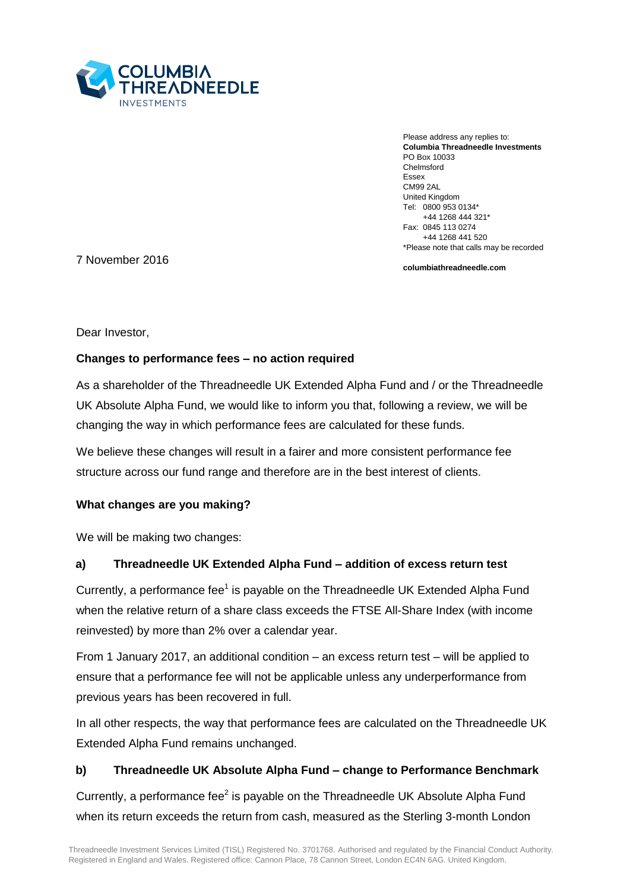Please address any replies to:
**Columbia Threadneedle Investments**
PO Box 10033
Chelmsford
Essex
CM99 2AL
United Kingdom
Tel: 0800 953 0134*
+44 1268 444 321*
Fax: 0845 113 0274
+44 1268 441 520
*Please note that calls may be recorded

**columbiathreadneedle.com**

7 November 2016

Dear Investor,

**Changes to performance fees – no action required**

As a shareholder of the Threadneedle UK Extended Alpha Fund and / or the Threadneedle UK Absolute Alpha Fund, we would like to inform you that, following a review, we will be changing the way in which performance fees are calculated for these funds.

We believe these changes will result in a fairer and more consistent performance fee structure across our fund range and therefore are in the best interest of clients.

**What changes are you making?**

We will be making two changes:

**a) Threadneedle UK Extended Alpha Fund – addition of excess return test**

Currently, a performance fee[1] is payable on the Threadneedle UK Extended Alpha Fund when the relative return of a share class exceeds the FTSE All-Share Index (with income reinvested) by more than 2% over a calendar year.

From 1 January 2017, an additional condition – an excess return test – will be applied to ensure that a performance fee will not be applicable unless any underperformance from previous years has been recovered in full.

In all other respects, the way that performance fees are calculated on the Threadneedle UK Extended Alpha Fund remains unchanged.

**b) Threadneedle UK Absolute Alpha Fund – change to Performance Benchmark**

Currently, a performance fee[2] is payable on the Threadneedle UK Absolute Alpha Fund when its return exceeds the return from cash, measured as the Sterling 3-month London

Threadneedle Investment Services Limited (TISL) Registered No. 3701768. Authorised and regulated by the Financial Conduct Authority. Registered in England and Wales. Registered office: Cannon Place, 78 Cannon Street, London EC4N 6AG. United Kingdom.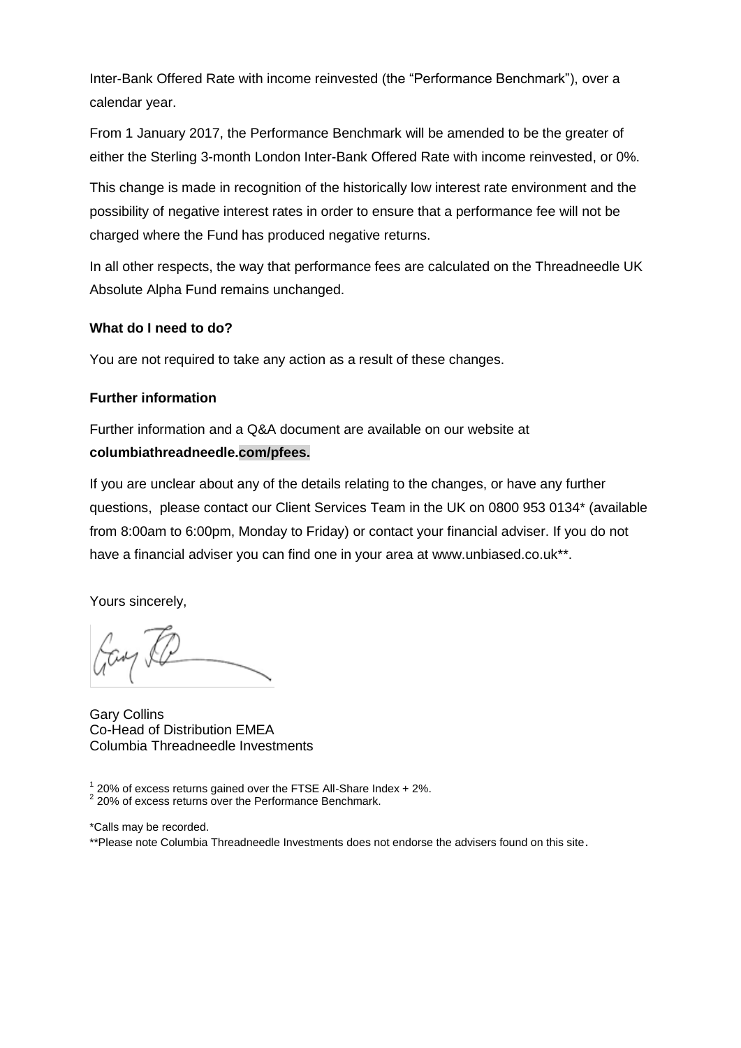Inter-Bank Offered Rate with income reinvested (the "Performance Benchmark"), over a calendar year.

From 1 January 2017, the Performance Benchmark will be amended to be the greater of either the Sterling 3-month London Inter-Bank Offered Rate with income reinvested, or 0%.

This change is made in recognition of the historically low interest rate environment and the possibility of negative interest rates in order to ensure that a performance fee will not be charged where the Fund has produced negative returns.

In all other respects, the way that performance fees are calculated on the Threadneedle UK Absolute Alpha Fund remains unchanged.

**What do I need to do?**

You are not required to take any action as a result of these changes.

**Further information**

Further information and a Q&A document are available on our website at **columbiathreadneedle.com/pfees.**

If you are unclear about any of the details relating to the changes, or have any further questions, please contact our Client Services Team in the UK on 0800 953 0134* (available from 8:00am to 6:00pm, Monday to Friday) or contact your financial adviser. If you do not have a financial adviser you can find one in your area at www.unbiased.co.uk**.

Yours sincerely,

Gary Collins
Co-Head of Distribution EMEA
Columbia Threadneedle Investments

[1] 20% of excess returns gained over the FTSE All-Share Index + 2%.
[2] 20% of excess returns over the Performance Benchmark.

*Calls may be recorded.
**Please note Columbia Threadneedle Investments does not endorse the advisers found on this site.